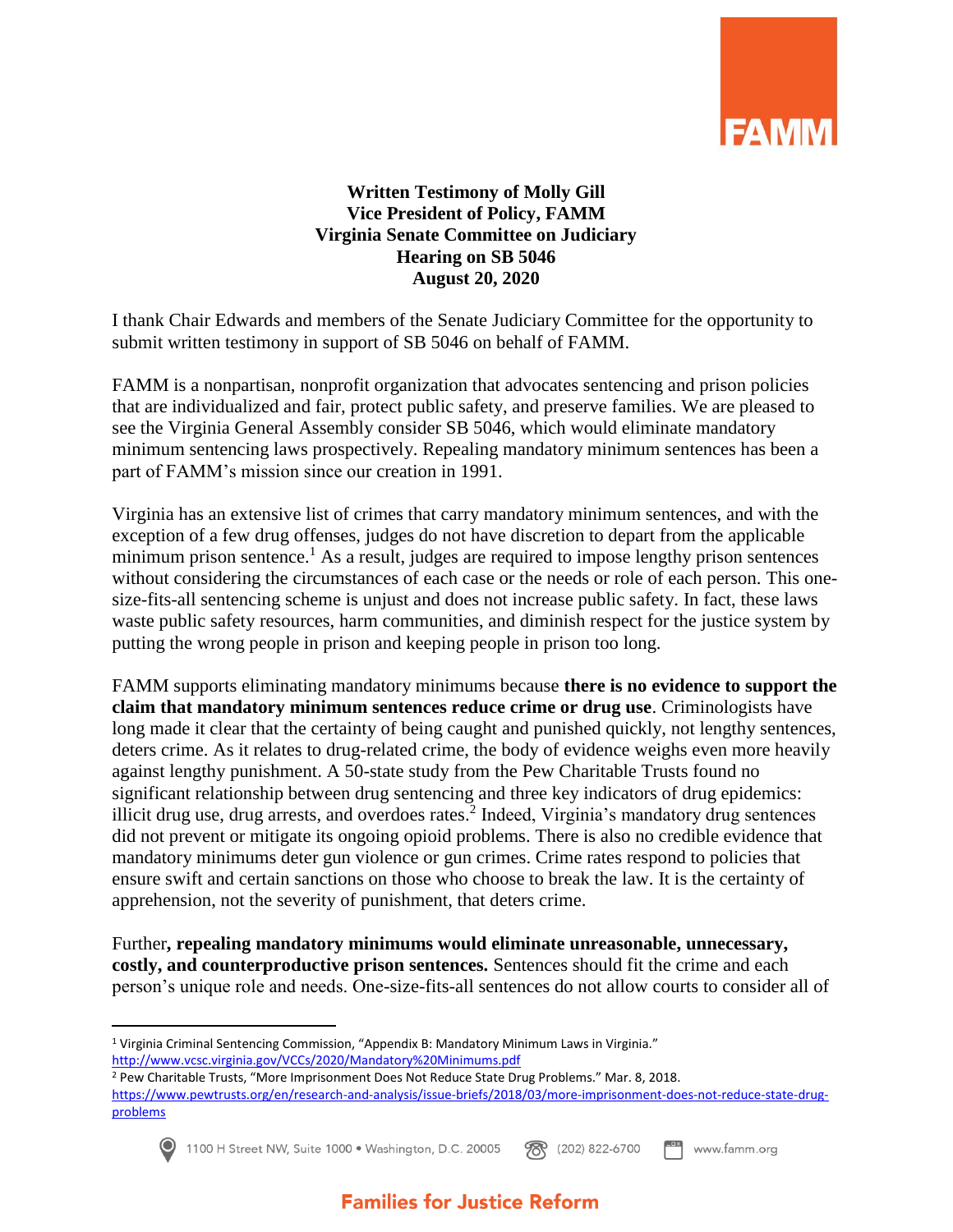**Written Testimony of Molly Gill**
**Vice President of Policy, FAMM**
**Virginia Senate Committee on Judiciary**
**Hearing on SB 5046**
**August 20, 2020**

I thank Chair Edwards and members of the Senate Judiciary Committee for the opportunity to submit written testimony in support of SB 5046 on behalf of FAMM.

FAMM is a nonpartisan, nonprofit organization that advocates sentencing and prison policies that are individualized and fair, protect public safety, and preserve families. We are pleased to see the Virginia General Assembly consider SB 5046, which would eliminate mandatory minimum sentencing laws prospectively. Repealing mandatory minimum sentences has been a part of FAMM's mission since our creation in 1991.

Virginia has an extensive list of crimes that carry mandatory minimum sentences, and with the exception of a few drug offenses, judges do not have discretion to depart from the applicable minimum prison sentence.[1] As a result, judges are required to impose lengthy prison sentences without considering the circumstances of each case or the needs or role of each person. This one-size-fits-all sentencing scheme is unjust and does not increase public safety. In fact, these laws waste public safety resources, harm communities, and diminish respect for the justice system by putting the wrong people in prison and keeping people in prison too long.

FAMM supports eliminating mandatory minimums because **there is no evidence to support the claim that mandatory minimum sentences reduce crime or drug use**. Criminologists have long made it clear that the certainty of being caught and punished quickly, not lengthy sentences, deters crime. As it relates to drug-related crime, the body of evidence weighs even more heavily against lengthy punishment. A 50-state study from the Pew Charitable Trusts found no significant relationship between drug sentencing and three key indicators of drug epidemics: illicit drug use, drug arrests, and overdoes rates.[2] Indeed, Virginia's mandatory drug sentences did not prevent or mitigate its ongoing opioid problems. There is also no credible evidence that mandatory minimums deter gun violence or gun crimes. Crime rates respond to policies that ensure swift and certain sanctions on those who choose to break the law. It is the certainty of apprehension, not the severity of punishment, that deters crime.

Further**, repealing mandatory minimums would eliminate unreasonable, unnecessary, costly, and counterproductive prison sentences.** Sentences should fit the crime and each person's unique role and needs. One-size-fits-all sentences do not allow courts to consider all of

---

[1] Virginia Criminal Sentencing Commission, "Appendix B: Mandatory Minimum Laws in Virginia." http://www.vcsc.virginia.gov/VCCs/2020/Mandatory%20Minimums.pdf

[2] Pew Charitable Trusts, "More Imprisonment Does Not Reduce State Drug Problems." Mar. 8, 2018. https://www.pewtrusts.org/en/research-and-analysis/issue-briefs/2018/03/more-imprisonment-does-not-reduce-state-drug-problems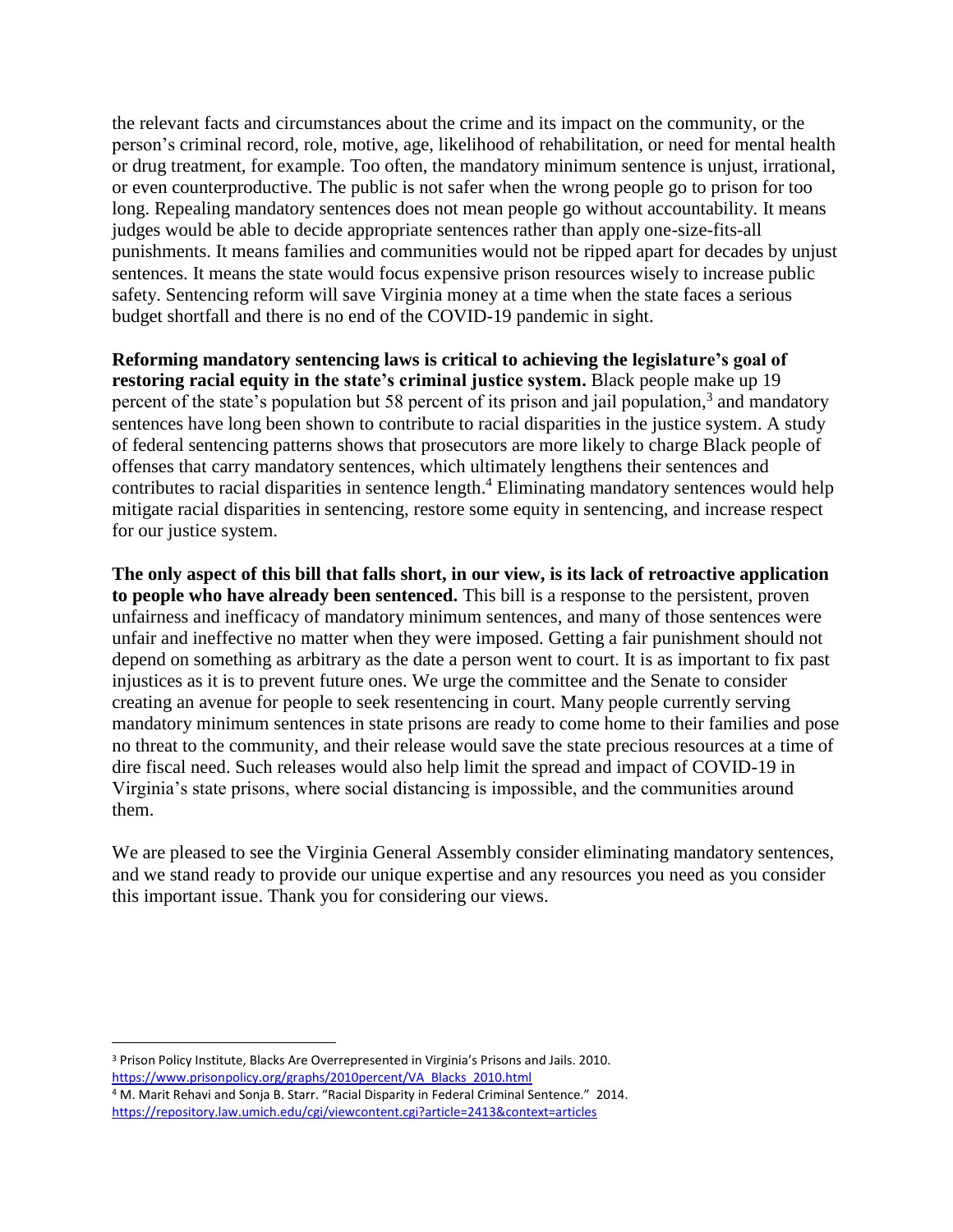the relevant facts and circumstances about the crime and its impact on the community, or the person's criminal record, role, motive, age, likelihood of rehabilitation, or need for mental health or drug treatment, for example. Too often, the mandatory minimum sentence is unjust, irrational, or even counterproductive. The public is not safer when the wrong people go to prison for too long. Repealing mandatory sentences does not mean people go without accountability. It means judges would be able to decide appropriate sentences rather than apply one-size-fits-all punishments. It means families and communities would not be ripped apart for decades by unjust sentences. It means the state would focus expensive prison resources wisely to increase public safety. Sentencing reform will save Virginia money at a time when the state faces a serious budget shortfall and there is no end of the COVID-19 pandemic in sight.

**Reforming mandatory sentencing laws is critical to achieving the legislature's goal of restoring racial equity in the state's criminal justice system.** Black people make up 19 percent of the state's population but 58 percent of its prison and jail population,[3] and mandatory sentences have long been shown to contribute to racial disparities in the justice system. A study of federal sentencing patterns shows that prosecutors are more likely to charge Black people of offenses that carry mandatory sentences, which ultimately lengthens their sentences and contributes to racial disparities in sentence length.[4] Eliminating mandatory sentences would help mitigate racial disparities in sentencing, restore some equity in sentencing, and increase respect for our justice system.

**The only aspect of this bill that falls short, in our view, is its lack of retroactive application to people who have already been sentenced.** This bill is a response to the persistent, proven unfairness and inefficacy of mandatory minimum sentences, and many of those sentences were unfair and ineffective no matter when they were imposed. Getting a fair punishment should not depend on something as arbitrary as the date a person went to court. It is as important to fix past injustices as it is to prevent future ones. We urge the committee and the Senate to consider creating an avenue for people to seek resentencing in court. Many people currently serving mandatory minimum sentences in state prisons are ready to come home to their families and pose no threat to the community, and their release would save the state precious resources at a time of dire fiscal need. Such releases would also help limit the spread and impact of COVID-19 in Virginia's state prisons, where social distancing is impossible, and the communities around them.

We are pleased to see the Virginia General Assembly consider eliminating mandatory sentences, and we stand ready to provide our unique expertise and any resources you need as you consider this important issue. Thank you for considering our views.

---

[3] Prison Policy Institute, Blacks Are Overrepresented in Virginia's Prisons and Jails. 2010. https://www.prisonpolicy.org/graphs/2010percent/VA_Blacks_2010.html

[4] M. Marit Rehavi and Sonja B. Starr. "Racial Disparity in Federal Criminal Sentence." 2014. https://repository.law.umich.edu/cgi/viewcontent.cgi?article=2413&context=articles